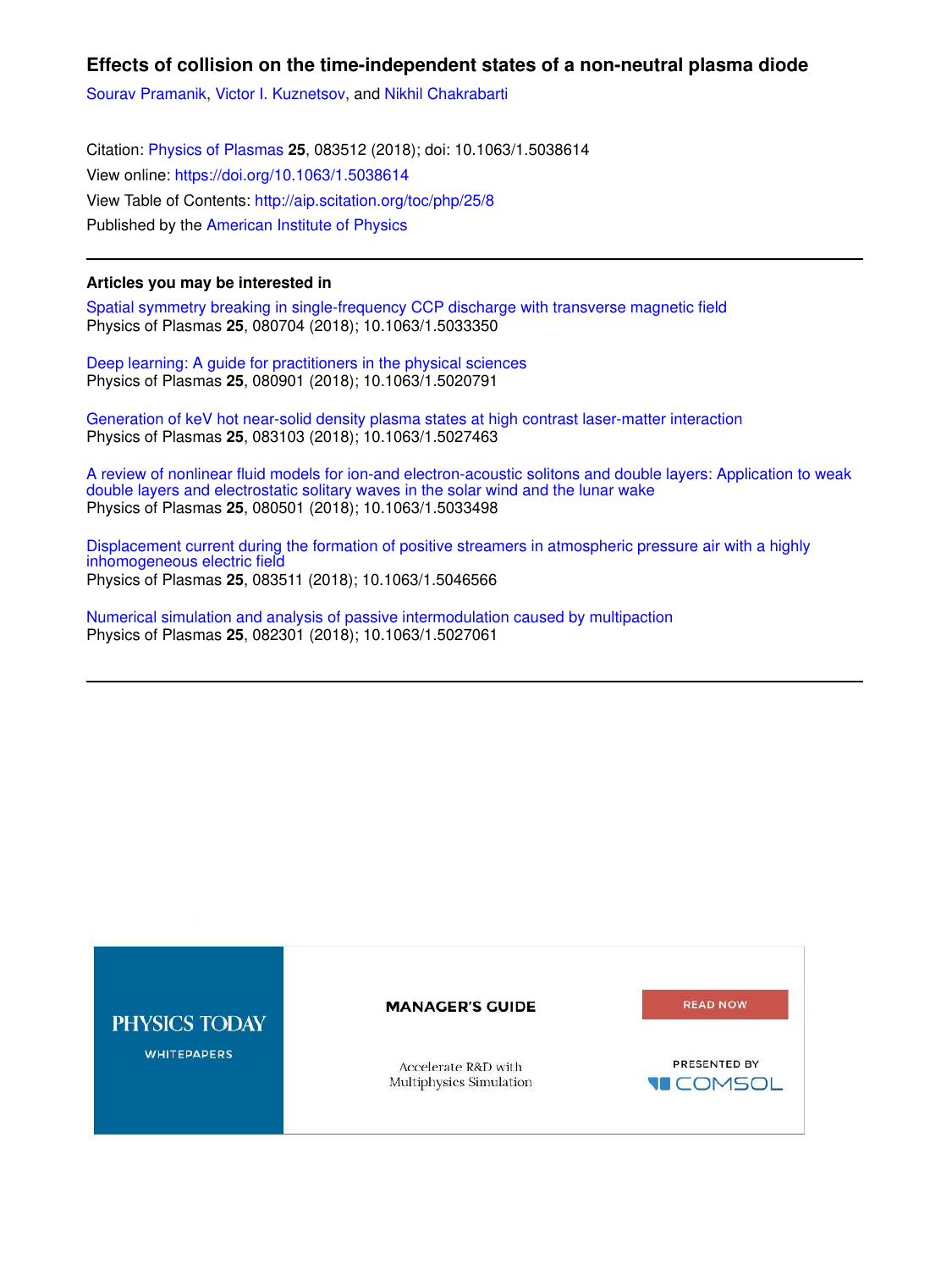# Effects of collision on the time-independent states of a non-neutral plasma diode

Sourav Pramanik, Victor I. Kuznetsov, and Nikhil Chakrabarti

Citation: Physics of Plasmas **25**, 083512 (2018); doi: 10.1063/1.5038614

View online: https://doi.org/10.1063/1.5038614

View Table of Contents: http://aip.scitation.org/toc/php/25/8

Published by the American Institute of Physics

---

### Articles you may be interested in

Spatial symmetry breaking in single-frequency CCP discharge with transverse magnetic field
Physics of Plasmas **25**, 080704 (2018); 10.1063/1.5033350

Deep learning: A guide for practitioners in the physical sciences
Physics of Plasmas **25**, 080901 (2018); 10.1063/1.5020791

Generation of keV hot near-solid density plasma states at high contrast laser-matter interaction
Physics of Plasmas **25**, 083103 (2018); 10.1063/1.5027463

A review of nonlinear fluid models for ion-and electron-acoustic solitons and double layers: Application to weak double layers and electrostatic solitary waves in the solar wind and the lunar wake
Physics of Plasmas **25**, 080501 (2018); 10.1063/1.5033498

Displacement current during the formation of positive streamers in atmospheric pressure air with a highly inhomogeneous electric field
Physics of Plasmas **25**, 083511 (2018); 10.1063/1.5046566

Numerical simulation and analysis of passive intermodulation caused by multipaction
Physics of Plasmas **25**, 082301 (2018); 10.1063/1.5027061

---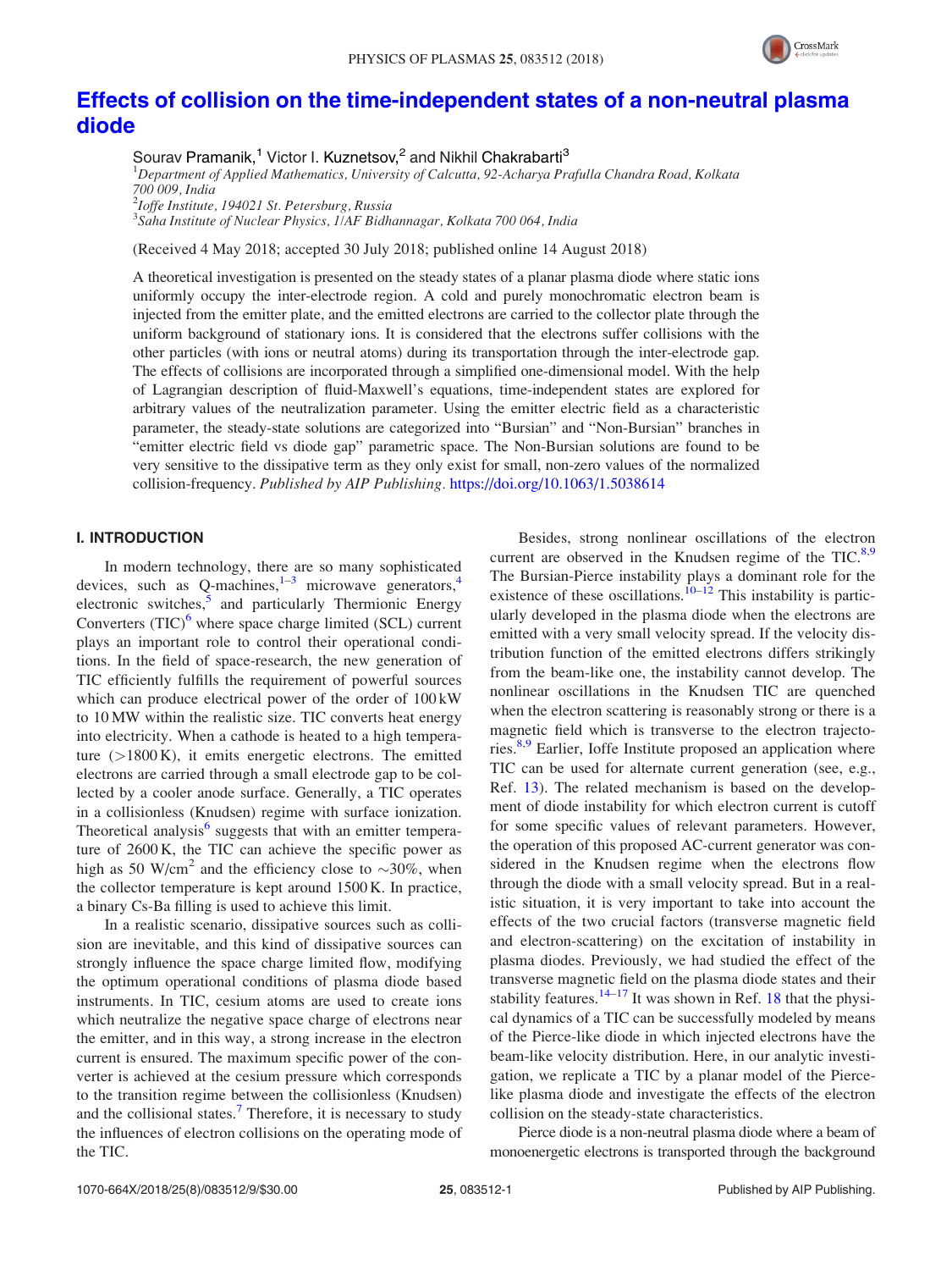# Effects of collision on the time-independent states of a non-neutral plasma diode

Sourav Pramanik,[1] Victor I. Kuznetsov,[2] and Nikhil Chakrabarti[3]

[1]Department of Applied Mathematics, University of Calcutta, 92-Acharya Prafulla Chandra Road, Kolkata 700 009, India
[2]Ioffe Institute, 194021 St. Petersburg, Russia
[3]Saha Institute of Nuclear Physics, 1/AF Bidhannagar, Kolkata 700 064, India

(Received 4 May 2018; accepted 30 July 2018; published online 14 August 2018)

A theoretical investigation is presented on the steady states of a planar plasma diode where static ions uniformly occupy the inter-electrode region. A cold and purely monochromatic electron beam is injected from the emitter plate, and the emitted electrons are carried to the collector plate through the uniform background of stationary ions. It is considered that the electrons suffer collisions with the other particles (with ions or neutral atoms) during its transportation through the inter-electrode gap. The effects of collisions are incorporated through a simplified one-dimensional model. With the help of Lagrangian description of fluid-Maxwell's equations, time-independent states are explored for arbitrary values of the neutralization parameter. Using the emitter electric field as a characteristic parameter, the steady-state solutions are categorized into "Bursian" and "Non-Bursian" branches in "emitter electric field vs diode gap" parametric space. The Non-Bursian solutions are found to be very sensitive to the dissipative term as they only exist for small, non-zero values of the normalized collision-frequency. *Published by AIP Publishing.* https://doi.org/10.1063/1.5038614

## I. INTRODUCTION

In modern technology, there are so many sophisticated devices, such as Q-machines,[1–3] microwave generators,[4] electronic switches,[5] and particularly Thermionic Energy Converters (TIC)[6] where space charge limited (SCL) current plays an important role to control their operational conditions. In the field of space-research, the new generation of TIC efficiently fulfills the requirement of powerful sources which can produce electrical power of the order of 100 kW to 10 MW within the realistic size. TIC converts heat energy into electricity. When a cathode is heated to a high temperature (>1800 K), it emits energetic electrons. The emitted electrons are carried through a small electrode gap to be collected by a cooler anode surface. Generally, a TIC operates in a collisionless (Knudsen) regime with surface ionization. Theoretical analysis[6] suggests that with an emitter temperature of 2600 K, the TIC can achieve the specific power as high as 50 W/cm$^2$ and the efficiency close to ∼30%, when the collector temperature is kept around 1500 K. In practice, a binary Cs-Ba filling is used to achieve this limit.

In a realistic scenario, dissipative sources such as collision are inevitable, and this kind of dissipative sources can strongly influence the space charge limited flow, modifying the optimum operational conditions of plasma diode based instruments. In TIC, cesium atoms are used to create ions which neutralize the negative space charge of electrons near the emitter, and in this way, a strong increase in the electron current is ensured. The maximum specific power of the converter is achieved at the cesium pressure which corresponds to the transition regime between the collisionless (Knudsen) and the collisional states.[7] Therefore, it is necessary to study the influences of electron collisions on the operating mode of the TIC.

Besides, strong nonlinear oscillations of the electron current are observed in the Knudsen regime of the TIC.[8,9] The Bursian-Pierce instability plays a dominant role for the existence of these oscillations.[10–12] This instability is particularly developed in the plasma diode when the electrons are emitted with a very small velocity spread. If the velocity distribution function of the emitted electrons differs strikingly from the beam-like one, the instability cannot develop. The nonlinear oscillations in the Knudsen TIC are quenched when the electron scattering is reasonably strong or there is a magnetic field which is transverse to the electron trajectories.[8,9] Earlier, Ioffe Institute proposed an application where TIC can be used for alternate current generation (see, e.g., Ref. 13). The related mechanism is based on the development of diode instability for which electron current is cutoff for some specific values of relevant parameters. However, the operation of this proposed AC-current generator was considered in the Knudsen regime when the electrons flow through the diode with a small velocity spread. But in a realistic situation, it is very important to take into account the effects of the two crucial factors (transverse magnetic field and electron-scattering) on the excitation of instability in plasma diodes. Previously, we had studied the effect of the transverse magnetic field on the plasma diode states and their stability features.[14–17] It was shown in Ref. 18 that the physical dynamics of a TIC can be successfully modeled by means of the Pierce-like diode in which injected electrons have the beam-like velocity distribution. Here, in our analytic investigation, we replicate a TIC by a planar model of the Pierce-like plasma diode and investigate the effects of the electron collision on the steady-state characteristics.

Pierce diode is a non-neutral plasma diode where a beam of monoenergetic electrons is transported through the background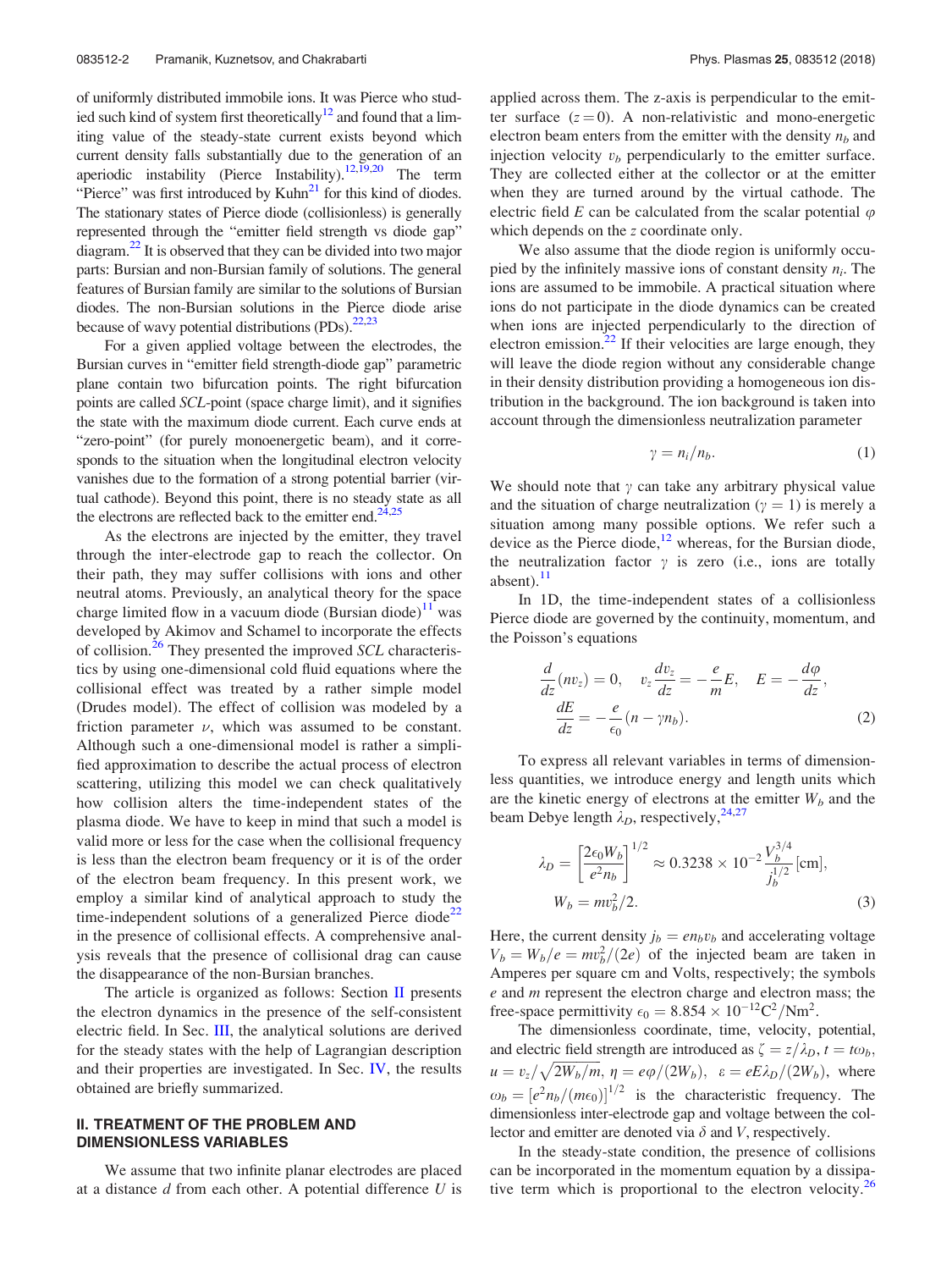of uniformly distributed immobile ions. It was Pierce who studied such kind of system first theoretically[12] and found that a limiting value of the steady-state current exists beyond which current density falls substantially due to the generation of an aperiodic instability (Pierce Instability).[12,19,20] The term "Pierce" was first introduced by Kuhn[21] for this kind of diodes. The stationary states of Pierce diode (collisionless) is generally represented through the "emitter field strength vs diode gap" diagram.[22] It is observed that they can be divided into two major parts: Bursian and non-Bursian family of solutions. The general features of Bursian family are similar to the solutions of Bursian diodes. The non-Bursian solutions in the Pierce diode arise because of wavy potential distributions (PDs).[22,23]

For a given applied voltage between the electrodes, the Bursian curves in "emitter field strength-diode gap" parametric plane contain two bifurcation points. The right bifurcation points are called *SCL*-point (space charge limit), and it signifies the state with the maximum diode current. Each curve ends at "zero-point" (for purely monoenergetic beam), and it corresponds to the situation when the longitudinal electron velocity vanishes due to the formation of a strong potential barrier (virtual cathode). Beyond this point, there is no steady state as all the electrons are reflected back to the emitter end.[24,25]

As the electrons are injected by the emitter, they travel through the inter-electrode gap to reach the collector. On their path, they may suffer collisions with ions and other neutral atoms. Previously, an analytical theory for the space charge limited flow in a vacuum diode (Bursian diode)[11] was developed by Akimov and Schamel to incorporate the effects of collision.[26] They presented the improved *SCL* characteristics by using one-dimensional cold fluid equations where the collisional effect was treated by a rather simple model (Drudes model). The effect of collision was modeled by a friction parameter $\nu$, which was assumed to be constant. Although such a one-dimensional model is rather a simplified approximation to describe the actual process of electron scattering, utilizing this model we can check qualitatively how collision alters the time-independent states of the plasma diode. We have to keep in mind that such a model is valid more or less for the case when the collisional frequency is less than the electron beam frequency or it is of the order of the electron beam frequency. In this present work, we employ a similar kind of analytical approach to study the time-independent solutions of a generalized Pierce diode[22] in the presence of collisional effects. A comprehensive analysis reveals that the presence of collisional drag can cause the disappearance of the non-Bursian branches.

The article is organized as follows: Section II presents the electron dynamics in the presence of the self-consistent electric field. In Sec. III, the analytical solutions are derived for the steady states with the help of Lagrangian description and their properties are investigated. In Sec. IV, the results obtained are briefly summarized.

## II. TREATMENT OF THE PROBLEM AND DIMENSIONLESS VARIABLES

We assume that two infinite planar electrodes are placed at a distance $d$ from each other. A potential difference $U$ is applied across them. The z-axis is perpendicular to the emitter surface $(z = 0)$. A non-relativistic and mono-energetic electron beam enters from the emitter with the density $n_b$ and injection velocity $v_b$ perpendicularly to the emitter surface. They are collected either at the collector or at the emitter when they are turned around by the virtual cathode. The electric field $E$ can be calculated from the scalar potential $\varphi$ which depends on the $z$ coordinate only.

We also assume that the diode region is uniformly occupied by the infinitely massive ions of constant density $n_i$. The ions are assumed to be immobile. A practical situation where ions do not participate in the diode dynamics can be created when ions are injected perpendicularly to the direction of electron emission.[22] If their velocities are large enough, they will leave the diode region without any considerable change in their density distribution providing a homogeneous ion distribution in the background. The ion background is taken into account through the dimensionless neutralization parameter

$$\gamma = n_i/n_b. \tag{1}$$

We should note that $\gamma$ can take any arbitrary physical value and the situation of charge neutralization $(\gamma = 1)$ is merely a situation among many possible options. We refer such a device as the Pierce diode,[12] whereas, for the Bursian diode, the neutralization factor $\gamma$ is zero (i.e., ions are totally absent).[11]

In 1D, the time-independent states of a collisionless Pierce diode are governed by the continuity, momentum, and the Poisson's equations

$$\frac{d}{dz}(nv_z) = 0, \quad v_z\frac{dv_z}{dz} = -\frac{e}{m}E, \quad E = -\frac{d\varphi}{dz},$$
$$\frac{dE}{dz} = -\frac{e}{\epsilon_0}(n - \gamma n_b). \tag{2}$$

To express all relevant variables in terms of dimensionless quantities, we introduce energy and length units which are the kinetic energy of electrons at the emitter $W_b$ and the beam Debye length $\lambda_D$, respectively,[24,27]

$$\lambda_D = \left[\frac{2\epsilon_0 W_b}{e^2 n_b}\right]^{1/2} \approx 0.3238\times 10^{-2}\frac{V_b^{3/4}}{j_b^{1/2}}[\text{cm}],$$
$$W_b = mv_b^2/2. \tag{3}$$

Here, the current density $j_b = en_bv_b$ and accelerating voltage $V_b = W_b/e = mv_b^2/(2e)$ of the injected beam are taken in Amperes per square cm and Volts, respectively; the symbols $e$ and $m$ represent the electron charge and electron mass; the free-space permittivity $\epsilon_0 = 8.854\times 10^{-12}\text{C}^2/\text{Nm}^2$.

The dimensionless coordinate, time, velocity, potential, and electric field strength are introduced as $\zeta = z/\lambda_D$, $t = t\omega_b$, $u = v_z/\sqrt{2W_b/m}$, $\eta = e\varphi/(2W_b)$, $\varepsilon = eE\lambda_D/(2W_b)$, where $\omega_b = [e^2n_b/(m\epsilon_0)]^{1/2}$ is the characteristic frequency. The dimensionless inter-electrode gap and voltage between the collector and emitter are denoted via $\delta$ and $V$, respectively.

In the steady-state condition, the presence of collisions can be incorporated in the momentum equation by a dissipative term which is proportional to the electron velocity.[26]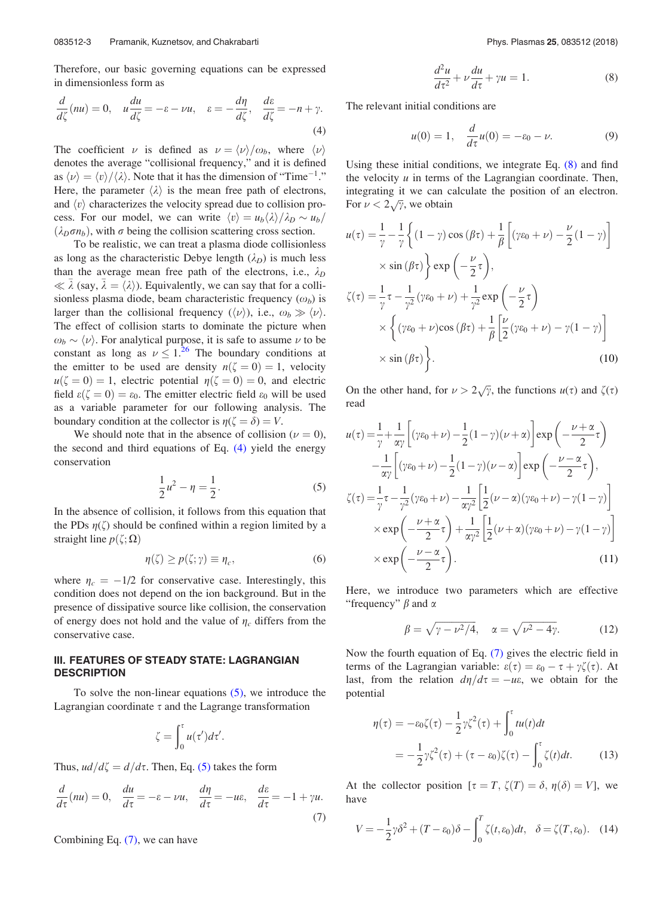Therefore, our basic governing equations can be expressed in dimensionless form as

$$\frac{d}{d\zeta}(nu) = 0, \quad u\frac{du}{d\zeta} = -\varepsilon - \nu u, \quad \varepsilon = -\frac{d\eta}{d\zeta}, \quad \frac{d\varepsilon}{d\zeta} = -n + \gamma. \tag{4}$$

The coefficient $\nu$ is defined as $\nu = \langle \nu \rangle / \omega_b$, where $\langle \nu \rangle$ denotes the average "collisional frequency," and it is defined as $\langle \nu \rangle = \langle v \rangle / \langle \lambda \rangle$. Note that it has the dimension of "Time$^{-1}$." Here, the parameter $\langle \lambda \rangle$ is the mean free path of electrons, and $\langle v \rangle$ characterizes the velocity spread due to collision process. For our model, we can write $\langle v \rangle = u_b \langle \lambda \rangle / \lambda_D \sim u_b / (\lambda_D \sigma n_b)$, with $\sigma$ being the collision scattering cross section.

To be realistic, we can treat a plasma diode collisionless as long as the characteristic Debye length ($\lambda_D$) is much less than the average mean free path of the electrons, i.e., $\lambda_D \ll \bar{\lambda}$ (say, $\bar{\lambda} = \langle \lambda \rangle$). Equivalently, we can say that for a collisionless plasma diode, beam characteristic frequency ($\omega_b$) is larger than the collisional frequency ($\langle \nu \rangle$), i.e., $\omega_b \gg \langle \nu \rangle$. The effect of collision starts to dominate the picture when $\omega_b \sim \langle \nu \rangle$. For analytical purpose, it is safe to assume $\nu$ to be constant as long as $\nu \leq 1$.[26] The boundary conditions at the emitter to be used are density $n(\zeta = 0) = 1$, velocity $u(\zeta = 0) = 1$, electric potential $\eta(\zeta = 0) = 0$, and electric field $\varepsilon(\zeta = 0) = \varepsilon_0$. The emitter electric field $\varepsilon_0$ will be used as a variable parameter for our following analysis. The boundary condition at the collector is $\eta(\zeta = \delta) = V$.

We should note that in the absence of collision ($\nu = 0$), the second and third equations of Eq. (4) yield the energy conservation

$$\frac{1}{2}u^2 - \eta = \frac{1}{2}. \tag{5}$$

In the absence of collision, it follows from this equation that the PDs $\eta(\zeta)$ should be confined within a region limited by a straight line $p(\zeta; \Omega)$

$$\eta(\zeta) \geq p(\zeta; \gamma) \equiv \eta_c, \tag{6}$$

where $\eta_c = -1/2$ for conservative case. Interestingly, this condition does not depend on the ion background. But in the presence of dissipative source like collision, the conservation of energy does not hold and the value of $\eta_c$ differs from the conservative case.

## III. FEATURES OF STEADY STATE: LAGRANGIAN DESCRIPTION

To solve the non-linear equations (5), we introduce the Lagrangian coordinate $\tau$ and the Lagrange transformation

$$\zeta = \int_0^\tau u(\tau')d\tau'.$$

Thus, $ud/d\zeta = d/d\tau$. Then, Eq. (5) takes the form

$$\frac{d}{d\tau}(nu) = 0, \quad \frac{du}{d\tau} = -\varepsilon - \nu u, \quad \frac{d\eta}{d\tau} = -u\varepsilon, \quad \frac{d\varepsilon}{d\tau} = -1 + \gamma u. \tag{7}$$

Combining Eq. (7), we can have

$$\frac{d^2u}{d\tau^2} + \nu\frac{du}{d\tau} + \gamma u = 1. \tag{8}$$

The relevant initial conditions are

$$u(0) = 1, \quad \frac{d}{d\tau}u(0) = -\varepsilon_0 - \nu. \tag{9}$$

Using these initial conditions, we integrate Eq. (8) and find the velocity $u$ in terms of the Lagrangian coordinate. Then, integrating it we can calculate the position of an electron. For $\nu < 2\sqrt{\gamma}$, we obtain

$$\begin{aligned}
u(\tau) &= \frac{1}{\gamma} - \frac{1}{\gamma}\left\{(1-\gamma)\cos(\beta\tau) + \frac{1}{\beta}\left[(\gamma\varepsilon_0 + \nu) - \frac{\nu}{2}(1-\gamma)\right] \right. \\
&\quad \left. \times \sin(\beta\tau)\right\}\exp\left(-\frac{\nu}{2}\tau\right), \\
\zeta(\tau) &= \frac{1}{\gamma}\tau - \frac{1}{\gamma^2}(\gamma\varepsilon_0 + \nu) + \frac{1}{\gamma^2}\exp\left(-\frac{\nu}{2}\tau\right) \\
&\quad \times \left\{(\gamma\varepsilon_0 + \nu)\cos(\beta\tau) + \frac{1}{\beta}\left[\frac{\nu}{2}(\gamma\varepsilon_0 + \nu) - \gamma(1-\gamma)\right] \right. \\
&\quad \left. \times \sin(\beta\tau)\right\}.
\end{aligned} \tag{10}$$

On the other hand, for $\nu > 2\sqrt{\gamma}$, the functions $u(\tau)$ and $\zeta(\tau)$ read

$$\begin{aligned}
u(\tau) &= \frac{1}{\gamma} + \frac{1}{\alpha\gamma}\left[(\gamma\varepsilon_0 + \nu) - \frac{1}{2}(1-\gamma)(\nu + \alpha)\right]\exp\left(-\frac{\nu+\alpha}{2}\tau\right) \\
&\quad - \frac{1}{\alpha\gamma}\left[(\gamma\varepsilon_0 + \nu) - \frac{1}{2}(1-\gamma)(\nu - \alpha)\right]\exp\left(-\frac{\nu-\alpha}{2}\tau\right), \\
\zeta(\tau) &= \frac{1}{\gamma}\tau - \frac{1}{\gamma^2}(\gamma\varepsilon_0 + \nu) - \frac{1}{\alpha\gamma^2}\left[\frac{1}{2}(\nu - \alpha)(\gamma\varepsilon_0 + \nu) - \gamma(1-\gamma)\right] \\
&\quad \times \exp\left(-\frac{\nu+\alpha}{2}\tau\right) + \frac{1}{\alpha\gamma^2}\left[\frac{1}{2}(\nu + \alpha)(\gamma\varepsilon_0 + \nu) - \gamma(1-\gamma)\right] \\
&\quad \times \exp\left(-\frac{\nu-\alpha}{2}\tau\right).
\end{aligned} \tag{11}$$

Here, we introduce two parameters which are effective "frequency" $\beta$ and $\alpha$

$$\beta = \sqrt{\gamma - \nu^2/4}, \quad \alpha = \sqrt{\nu^2 - 4\gamma}. \tag{12}$$

Now the fourth equation of Eq. (7) gives the electric field in terms of the Lagrangian variable: $\varepsilon(\tau) = \varepsilon_0 - \tau + \gamma\zeta(\tau)$. At last, from the relation $d\eta/d\tau = -u\varepsilon$, we obtain for the potential

$$\begin{aligned}
\eta(\tau) &= -\varepsilon_0\zeta(\tau) - \frac{1}{2}\gamma\zeta^2(\tau) + \int_0^\tau tu(t)dt \\
&= -\frac{1}{2}\gamma\zeta^2(\tau) + (\tau - \varepsilon_0)\zeta(\tau) - \int_0^\tau \zeta(t)dt.
\end{aligned} \tag{13}$$

At the collector position [$\tau = T$, $\zeta(T) = \delta$, $\eta(\delta) = V$], we have

$$V = -\frac{1}{2}\gamma\delta^2 + (T - \varepsilon_0)\delta - \int_0^T \zeta(t, \varepsilon_0)dt, \quad \delta = \zeta(T, \varepsilon_0). \tag{14}$$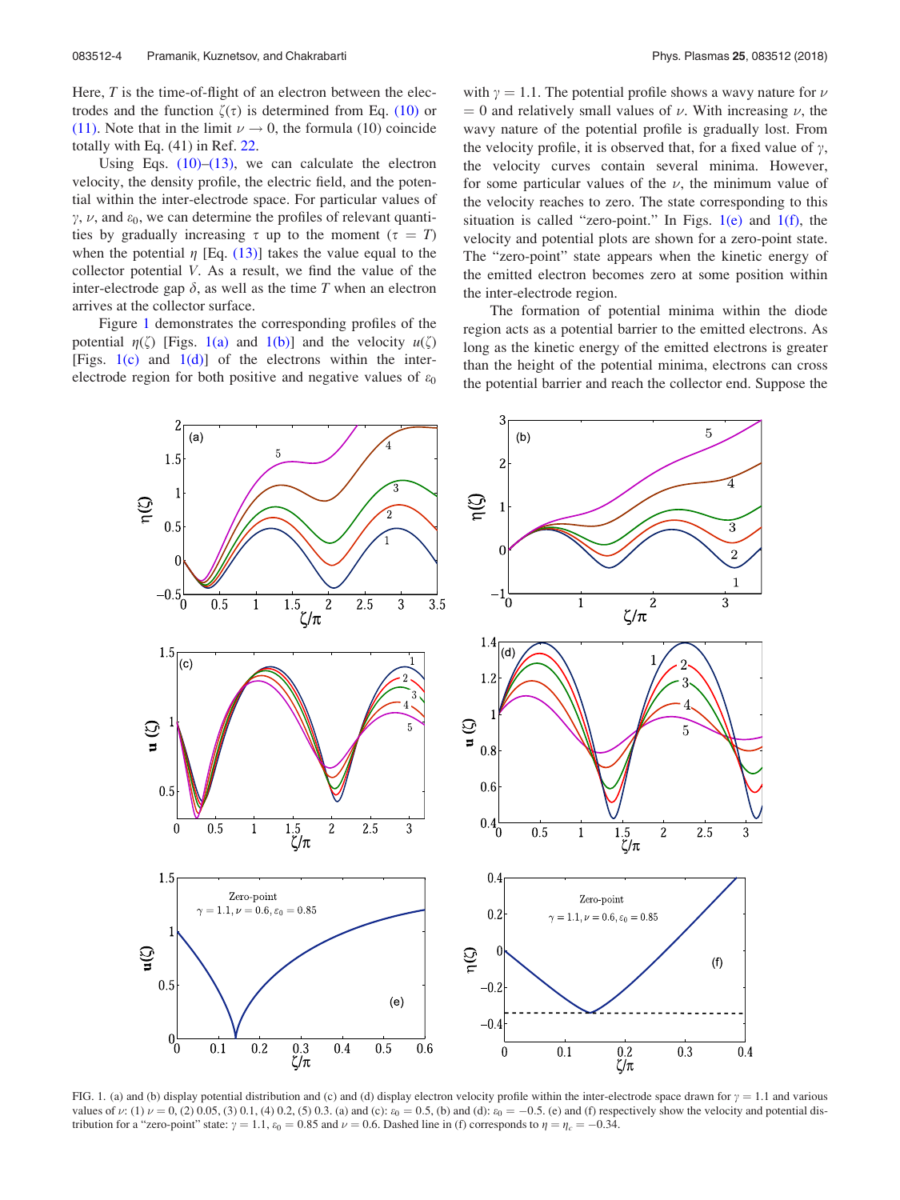Here, $T$ is the time-of-flight of an electron between the electrodes and the function $\zeta(\tau)$ is determined from Eq. (10) or (11). Note that in the limit $\nu \to 0$, the formula (10) coincide totally with Eq. (41) in Ref. 22.

Using Eqs. (10)–(13), we can calculate the electron velocity, the density profile, the electric field, and the potential within the inter-electrode space. For particular values of $\gamma$, $\nu$, and $\varepsilon_0$, we can determine the profiles of relevant quantities by gradually increasing $\tau$ up to the moment ($\tau = T$) when the potential $\eta$ [Eq. (13)] takes the value equal to the collector potential $V$. As a result, we find the value of the inter-electrode gap $\delta$, as well as the time $T$ when an electron arrives at the collector surface.

Figure 1 demonstrates the corresponding profiles of the potential $\eta(\zeta)$ [Figs. 1(a) and 1(b)] and the velocity $u(\zeta)$ [Figs. 1(c) and 1(d)] of the electrons within the inter-electrode region for both positive and negative values of $\varepsilon_0$ with $\gamma = 1.1$. The potential profile shows a wavy nature for $\nu = 0$ and relatively small values of $\nu$. With increasing $\nu$, the wavy nature of the potential profile is gradually lost. From the velocity profile, it is observed that, for a fixed value of $\gamma$, the velocity curves contain several minima. However, for some particular values of the $\nu$, the minimum value of the velocity reaches to zero. The state corresponding to this situation is called "zero-point." In Figs. 1(e) and 1(f), the velocity and potential plots are shown for a zero-point state. The "zero-point" state appears when the kinetic energy of the emitted electron becomes zero at some position within the inter-electrode region.

The formation of potential minima within the diode region acts as a potential barrier to the emitted electrons. As long as the kinetic energy of the emitted electrons is greater than the height of the potential minima, electrons can cross the potential barrier and reach the collector end. Suppose the

FIG. 1. (a) and (b) display potential distribution and (c) and (d) display electron velocity profile within the inter-electrode space drawn for $\gamma = 1.1$ and various values of $\nu$: (1) $\nu = 0$, (2) 0.05, (3) 0.1, (4) 0.2, (5) 0.3. (a) and (c): $\varepsilon_0 = 0.5$, (b) and (d): $\varepsilon_0 = -0.5$. (e) and (f) respectively show the velocity and potential distribution for a "zero-point" state: $\gamma = 1.1$, $\varepsilon_0 = 0.85$ and $\nu = 0.6$. Dashed line in (f) corresponds to $\eta = \eta_c = -0.34$.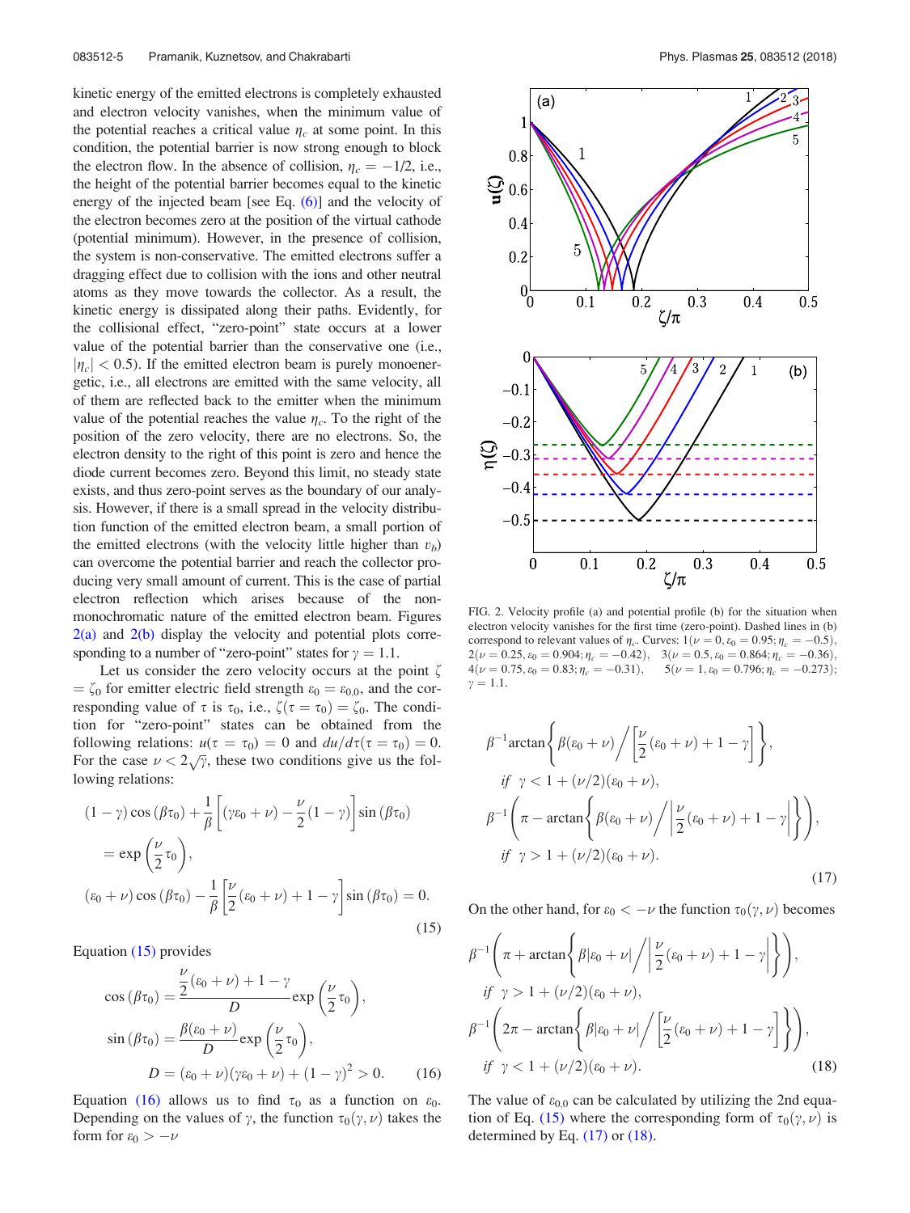kinetic energy of the emitted electrons is completely exhausted and electron velocity vanishes, when the minimum value of the potential reaches a critical value $\eta_c$ at some point. In this condition, the potential barrier is now strong enough to block the electron flow. In the absence of collision, $\eta_c = -1/2$, i.e., the height of the potential barrier becomes equal to the kinetic energy of the injected beam [see Eq. (6)] and the velocity of the electron becomes zero at the position of the virtual cathode (potential minimum). However, in the presence of collision, the system is non-conservative. The emitted electrons suffer a dragging effect due to collision with the ions and other neutral atoms as they move towards the collector. As a result, the kinetic energy is dissipated along their paths. Evidently, for the collisional effect, "zero-point" state occurs at a lower value of the potential barrier than the conservative one (i.e., $|\eta_c| < 0.5$). If the emitted electron beam is purely monoenergetic, i.e., all electrons are emitted with the same velocity, all of them are reflected back to the emitter when the minimum value of the potential reaches the value $\eta_c$. To the right of the position of the zero velocity, there are no electrons. So, the electron density to the right of this point is zero and hence the diode current becomes zero. Beyond this limit, no steady state exists, and thus zero-point serves as the boundary of our analysis. However, if there is a small spread in the velocity distribution function of the emitted electron beam, a small portion of the emitted electrons (with the velocity little higher than $v_b$) can overcome the potential barrier and reach the collector producing very small amount of current. This is the case of partial electron reflection which arises because of the non-monochromatic nature of the emitted electron beam. Figures 2(a) and 2(b) display the velocity and potential plots corresponding to a number of "zero-point" states for $\gamma = 1.1$.

Let us consider the zero velocity occurs at the point $\zeta = \zeta_0$ for emitter electric field strength $\varepsilon_0 = \varepsilon_{0,0}$, and the corresponding value of $\tau$ is $\tau_0$, i.e., $\zeta(\tau = \tau_0) = \zeta_0$. The condition for "zero-point" states can be obtained from the following relations: $u(\tau = \tau_0) = 0$ and $du/d\tau(\tau = \tau_0) = 0$. For the case $\nu < 2\sqrt{\gamma}$, these two conditions give us the following relations:

$$
\begin{aligned}
&(1-\gamma)\cos(\beta\tau_0) + \frac{1}{\beta}\left[(\gamma\varepsilon_0 + \nu) - \frac{\nu}{2}(1-\gamma)\right]\sin(\beta\tau_0) \\
&\quad = \exp\left(\frac{\nu}{2}\tau_0\right), \\
&(\varepsilon_0 + \nu)\cos(\beta\tau_0) - \frac{1}{\beta}\left[\frac{\nu}{2}(\varepsilon_0+\nu) + 1 - \gamma\right]\sin(\beta\tau_0) = 0.
\end{aligned} \tag{15}
$$

Equation (15) provides

$$
\begin{aligned}
\cos(\beta\tau_0) &= \frac{\frac{\nu}{2}(\varepsilon_0+\nu) + 1 - \gamma}{D}\exp\left(\frac{\nu}{2}\tau_0\right), \\
\sin(\beta\tau_0) &= \frac{\beta(\varepsilon_0+\nu)}{D}\exp\left(\frac{\nu}{2}\tau_0\right), \\
D &= (\varepsilon_0+\nu)(\gamma\varepsilon_0+\nu) + (1-\gamma)^2 > 0.
\end{aligned} \tag{16}
$$

Equation (16) allows us to find $\tau_0$ as a function on $\varepsilon_0$. Depending on the values of $\gamma$, the function $\tau_0(\gamma, \nu)$ takes the form for $\varepsilon_0 > -\nu$

FIG. 2. Velocity profile (a) and potential profile (b) for the situation when electron velocity vanishes for the first time (zero-point). Dashed lines in (b) correspond to relevant values of $\eta_c$. Curves: 1($\nu = 0, \varepsilon_0 = 0.95; \eta_c = -0.5$), 2($\nu = 0.25, \varepsilon_0 = 0.904; \eta_c = -0.42$), 3($\nu = 0.5, \varepsilon_0 = 0.864; \eta_c = -0.36$), 4($\nu = 0.75, \varepsilon_0 = 0.83; \eta_c = -0.31$), 5($\nu = 1, \varepsilon_0 = 0.796; \eta_c = -0.273$); $\gamma = 1.1$.

$$
\begin{aligned}
&\beta^{-1}\arctan\left\{\beta(\varepsilon_0+\nu)\Big/\left[\frac{\nu}{2}(\varepsilon_0+\nu) + 1 - \gamma\right]\right\}, \\
&\quad \text{if } \gamma < 1 + (\nu/2)(\varepsilon_0+\nu), \\
&\beta^{-1}\left(\pi - \arctan\left\{\beta(\varepsilon_0+\nu)\Big/\left|\frac{\nu}{2}(\varepsilon_0+\nu) + 1 - \gamma\right|\right\}\right), \\
&\quad \text{if } \gamma > 1 + (\nu/2)(\varepsilon_0+\nu).
\end{aligned} \tag{17}
$$

On the other hand, for $\varepsilon_0 < -\nu$ the function $\tau_0(\gamma, \nu)$ becomes

$$
\begin{aligned}
&\beta^{-1}\left(\pi + \arctan\left\{\beta|\varepsilon_0+\nu|\Big/\left|\frac{\nu}{2}(\varepsilon_0+\nu) + 1 - \gamma\right|\right\}\right), \\
&\quad \text{if } \gamma > 1 + (\nu/2)(\varepsilon_0+\nu), \\
&\beta^{-1}\left(2\pi - \arctan\left\{\beta|\varepsilon_0+\nu|\Big/\left[\frac{\nu}{2}(\varepsilon_0+\nu) + 1 - \gamma\right]\right\}\right), \\
&\quad \text{if } \gamma < 1 + (\nu/2)(\varepsilon_0+\nu).
\end{aligned} \tag{18}
$$

The value of $\varepsilon_{0,0}$ can be calculated by utilizing the 2nd equation of Eq. (15) where the corresponding form of $\tau_0(\gamma, \nu)$ is determined by Eq. (17) or (18).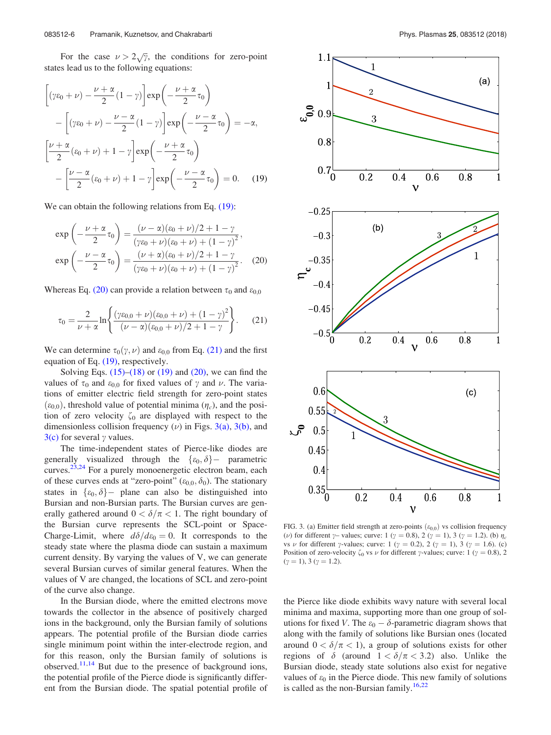For the case $\nu > 2\sqrt{\gamma}$, the conditions for zero-point states lead us to the following equations:

$$\left[(\gamma\varepsilon_0 + \nu) - \frac{\nu+\alpha}{2}(1-\gamma)\right]\exp\left(-\frac{\nu+\alpha}{2}\tau_0\right) - \left[(\gamma\varepsilon_0 + \nu) - \frac{\nu-\alpha}{2}(1-\gamma)\right]\exp\left(-\frac{\nu-\alpha}{2}\tau_0\right) = -\alpha,$$

$$\left[\frac{\nu+\alpha}{2}(\varepsilon_0+\nu) + 1 - \gamma\right]\exp\left(-\frac{\nu+\alpha}{2}\tau_0\right) - \left[\frac{\nu-\alpha}{2}(\varepsilon_0+\nu) + 1 - \gamma\right]\exp\left(-\frac{\nu-\alpha}{2}\tau_0\right) = 0. \quad (19)$$

We can obtain the following relations from Eq. (19):

$$\exp\left(-\frac{\nu+\alpha}{2}\tau_0\right) = \frac{(\nu-\alpha)(\varepsilon_0+\nu)/2 + 1 - \gamma}{(\gamma\varepsilon_0+\nu)(\varepsilon_0+\nu) + (1-\gamma)^2},$$

$$\exp\left(-\frac{\nu-\alpha}{2}\tau_0\right) = \frac{(\nu+\alpha)(\varepsilon_0+\nu)/2 + 1 - \gamma}{(\gamma\varepsilon_0+\nu)(\varepsilon_0+\nu) + (1-\gamma)^2}. \quad (20)$$

Whereas Eq. (20) can provide a relation between $\tau_0$ and $\varepsilon_{0,0}$

$$\tau_0 = \frac{2}{\nu+\alpha}\ln\left\{\frac{(\gamma\varepsilon_{0,0}+\nu)(\varepsilon_{0,0}+\nu) + (1-\gamma)^2}{(\nu-\alpha)(\varepsilon_{0,0}+\nu)/2 + 1 - \gamma}\right\}. \quad (21)$$

We can determine $\tau_0(\gamma, \nu)$ and $\varepsilon_{0,0}$ from Eq. (21) and the first equation of Eq. (19), respectively.

Solving Eqs. (15)–(18) or (19) and (20), we can find the values of $\tau_0$ and $\varepsilon_{0,0}$ for fixed values of $\gamma$ and $\nu$. The variations of emitter electric field strength for zero-point states ($\varepsilon_{0,0}$), threshold value of potential minima ($\eta_c$), and the position of zero velocity $\zeta_0$ are displayed with respect to the dimensionless collision frequency ($\nu$) in Figs. 3(a), 3(b), and 3(c) for several $\gamma$ values.

The time-independent states of Pierce-like diodes are generally visualized through the $\{\varepsilon_0, \delta\}-$ parametric curves.[23,24] For a purely monoenergetic electron beam, each of these curves ends at "zero-point" ($\varepsilon_{0,0}, \delta_0$). The stationary states in $\{\varepsilon_0, \delta\}-$ plane can also be distinguished into Bursian and non-Bursian parts. The Bursian curves are generally gathered around $0 < \delta/\pi < 1$. The right boundary of the Bursian curve represents the SCL-point or Space-Charge-Limit, where $d\delta/d\varepsilon_0 = 0$. It corresponds to the steady state where the plasma diode can sustain a maximum current density. By varying the values of V, we can generate several Bursian curves of similar general features. When the values of V are changed, the locations of SCL and zero-point of the curve also change.

In the Bursian diode, where the emitted electrons move towards the collector in the absence of positively charged ions in the background, only the Bursian family of solutions appears. The potential profile of the Bursian diode carries single minimum point within the inter-electrode region, and for this reason, only the Bursian family of solutions is observed.[11,14] But due to the presence of background ions, the potential profile of the Pierce diode is significantly different from the Bursian diode. The spatial potential profile of the Pierce like diode exhibits wavy nature with several local minima and maxima, supporting more than one group of solutions for fixed $V$. The $\varepsilon_0 - \delta$-parametric diagram shows that along with the family of solutions like Bursian ones (located around $0 < \delta/\pi < 1$), a group of solutions exists for other regions of $\delta$ (around $1 < \delta/\pi < 3.2$) also. Unlike the Bursian diode, steady state solutions also exist for negative values of $\varepsilon_0$ in the Pierce diode. This new family of solutions is called as the non-Bursian family.[16,22]

FIG. 3. (a) Emitter field strength at zero-points ($\varepsilon_{0,0}$) vs collision frequency ($\nu$) for different $\gamma$– values; curve: 1 ($\gamma = 0.8$), 2 ($\gamma = 1$), 3 ($\gamma = 1.2$). (b) $\eta_c$ vs $\nu$ for different $\gamma$-values; curve: 1 ($\gamma = 0.2$), 2 ($\gamma = 1$), 3 ($\gamma = 1.6$). (c) Position of zero-velocity $\zeta_0$ vs $\nu$ for different $\gamma$-values; curve: 1 ($\gamma = 0.8$), 2 ($\gamma = 1$), 3 ($\gamma = 1.2$).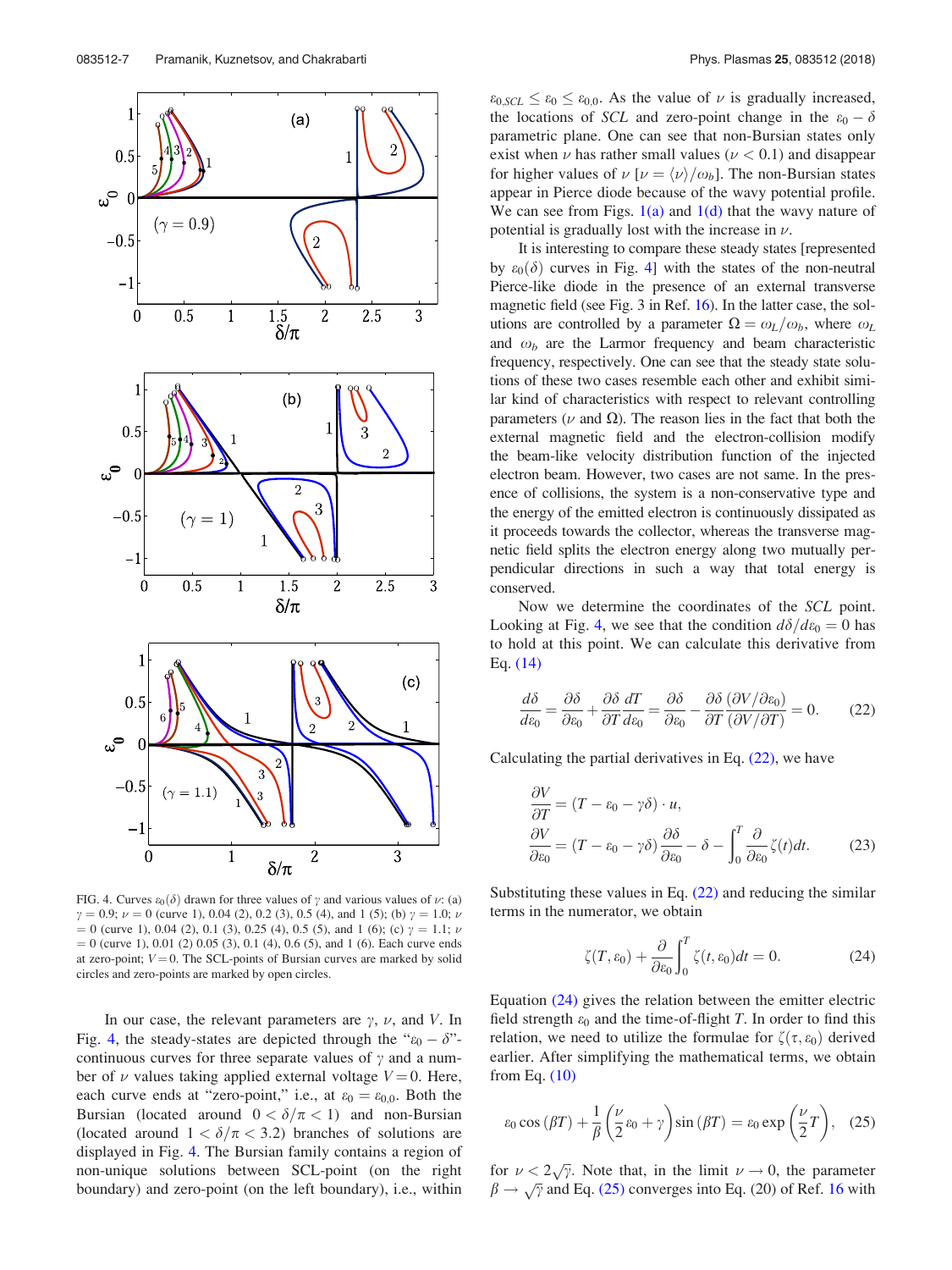FIG. 4. Curves $\varepsilon_0(\delta)$ drawn for three values of $\gamma$ and various values of $\nu$: (a) $\gamma = 0.9$; $\nu = 0$ (curve 1), 0.04 (2), 0.2 (3), 0.5 (4), and 1 (5); (b) $\gamma = 1.0$; $\nu = 0$ (curve 1), 0.04 (2), 0.1 (3), 0.25 (4), 0.5 (5), and 1 (6); (c) $\gamma = 1.1$; $\nu = 0$ (curve 1), 0.01 (2) 0.05 (3), 0.1 (4), 0.6 (5), and 1 (6). Each curve ends at zero-point; $V = 0$. The SCL-points of Bursian curves are marked by solid circles and zero-points are marked by open circles.

In our case, the relevant parameters are $\gamma$, $\nu$, and $V$. In Fig. 4, the steady-states are depicted through the "$\varepsilon_0 - \delta$"-continuous curves for three separate values of $\gamma$ and a number of $\nu$ values taking applied external voltage $V = 0$. Here, each curve ends at "zero-point," i.e., at $\varepsilon_0 = \varepsilon_{0,0}$. Both the Bursian (located around $0 < \delta/\pi < 1$) and non-Bursian (located around $1 < \delta/\pi < 3.2$) branches of solutions are displayed in Fig. 4. The Bursian family contains a region of non-unique solutions between SCL-point (on the right boundary) and zero-point (on the left boundary), i.e., within $\varepsilon_{0,SCL} \leq \varepsilon_0 \leq \varepsilon_{0,0}$. As the value of $\nu$ is gradually increased, the locations of *SCL* and zero-point change in the $\varepsilon_0 - \delta$ parametric plane. One can see that non-Bursian states only exist when $\nu$ has rather small values ($\nu < 0.1$) and disappear for higher values of $\nu$ [$\nu = \langle \nu \rangle / \omega_b$]. The non-Bursian states appear in Pierce diode because of the wavy potential profile. We can see from Figs. 1(a) and 1(d) that the wavy nature of potential is gradually lost with the increase in $\nu$.

It is interesting to compare these steady states [represented by $\varepsilon_0(\delta)$ curves in Fig. 4] with the states of the non-neutral Pierce-like diode in the presence of an external transverse magnetic field (see Fig. 3 in Ref. 16). In the latter case, the solutions are controlled by a parameter $\Omega = \omega_L/\omega_b$, where $\omega_L$ and $\omega_b$ are the Larmor frequency and beam characteristic frequency, respectively. One can see that the steady state solutions of these two cases resemble each other and exhibit similar kind of characteristics with respect to relevant controlling parameters ($\nu$ and $\Omega$). The reason lies in the fact that both the external magnetic field and the electron-collision modify the beam-like velocity distribution function of the injected electron beam. However, two cases are not same. In the presence of collisions, the system is a non-conservative type and the energy of the emitted electron is continuously dissipated as it proceeds towards the collector, whereas the transverse magnetic field splits the electron energy along two mutually perpendicular directions in such a way that total energy is conserved.

Now we determine the coordinates of the *SCL* point. Looking at Fig. 4, we see that the condition $d\delta/d\varepsilon_0 = 0$ has to hold at this point. We can calculate this derivative from Eq. (14)

$$\frac{d\delta}{d\varepsilon_0} = \frac{\partial \delta}{\partial \varepsilon_0} + \frac{\partial \delta}{\partial T}\frac{dT}{d\varepsilon_0} = \frac{\partial \delta}{\partial \varepsilon_0} - \frac{\partial \delta}{\partial T}\frac{(\partial V/\partial \varepsilon_0)}{(\partial V/\partial T)} = 0. \tag{22}$$

Calculating the partial derivatives in Eq. (22), we have

$$\begin{aligned}
\frac{\partial V}{\partial T} &= (T - \varepsilon_0 - \gamma\delta)\cdot u, \\
\frac{\partial V}{\partial \varepsilon_0} &= (T - \varepsilon_0 - \gamma\delta)\frac{\partial \delta}{\partial \varepsilon_0} - \delta - \int_0^T \frac{\partial}{\partial \varepsilon_0}\zeta(t)dt.
\end{aligned} \tag{23}$$

Substituting these values in Eq. (22) and reducing the similar terms in the numerator, we obtain

$$\zeta(T, \varepsilon_0) + \frac{\partial}{\partial \varepsilon_0}\int_0^T \zeta(t, \varepsilon_0)dt = 0. \tag{24}$$

Equation (24) gives the relation between the emitter electric field strength $\varepsilon_0$ and the time-of-flight $T$. In order to find this relation, we need to utilize the formulae for $\zeta(\tau, \varepsilon_0)$ derived earlier. After simplifying the mathematical terms, we obtain from Eq. (10)

$$\varepsilon_0 \cos(\beta T) + \frac{1}{\beta}\left(\frac{\nu}{2}\varepsilon_0 + \gamma\right)\sin(\beta T) = \varepsilon_0 \exp\left(\frac{\nu}{2}T\right), \tag{25}$$

for $\nu < 2\sqrt{\gamma}$. Note that, in the limit $\nu \to 0$, the parameter $\beta \to \sqrt{\gamma}$ and Eq. (25) converges into Eq. (20) of Ref. 16 with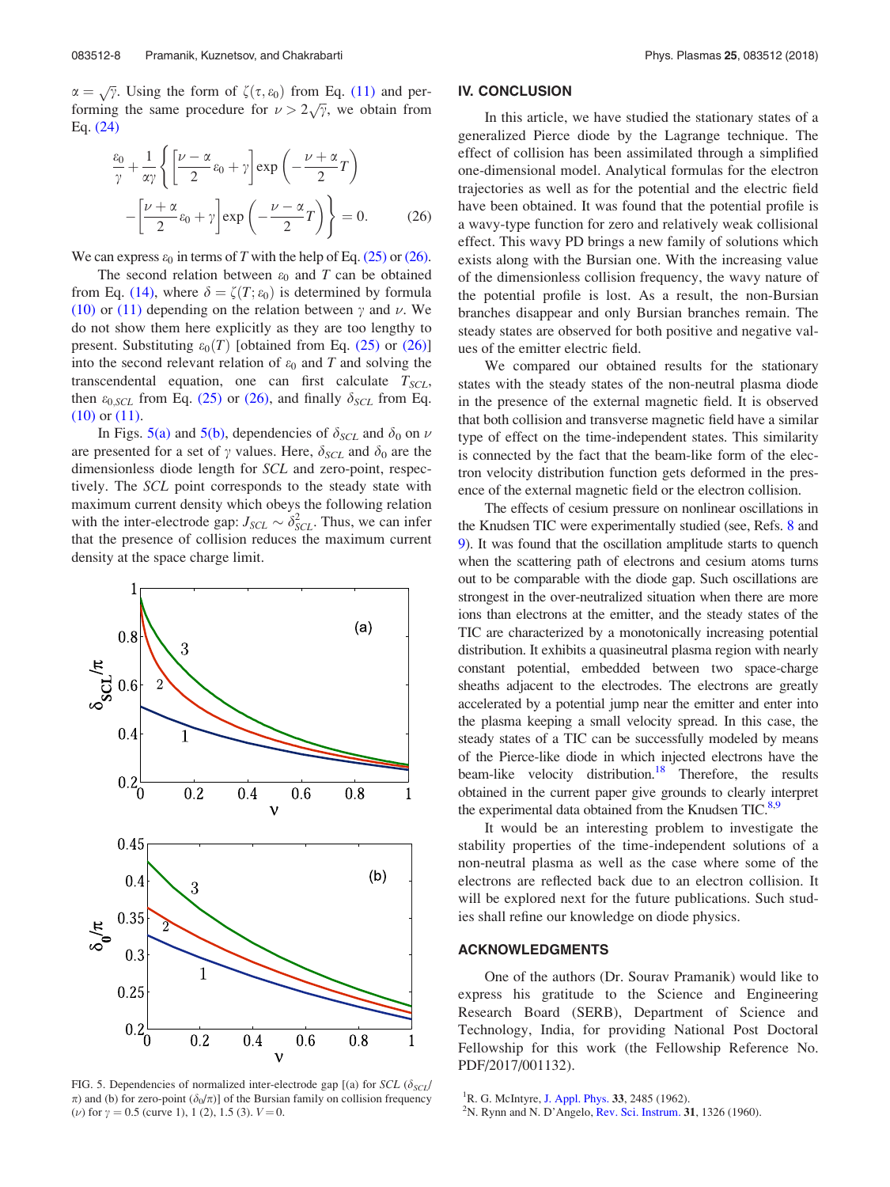$\alpha = \sqrt{\gamma}$. Using the form of $\zeta(\tau, \varepsilon_0)$ from Eq. (11) and performing the same procedure for $\nu > 2\sqrt{\gamma}$, we obtain from Eq. (24)

$$\frac{\varepsilon_0}{\gamma} + \frac{1}{\alpha\gamma}\left\{\left[\frac{\nu-\alpha}{2}\varepsilon_0 + \gamma\right]\exp\left(-\frac{\nu+\alpha}{2}T\right) - \left[\frac{\nu+\alpha}{2}\varepsilon_0 + \gamma\right]\exp\left(-\frac{\nu-\alpha}{2}T\right)\right\} = 0. \quad (26)$$

We can express $\varepsilon_0$ in terms of $T$ with the help of Eq. (25) or (26).

The second relation between $\varepsilon_0$ and $T$ can be obtained from Eq. (14), where $\delta = \zeta(T; \varepsilon_0)$ is determined by formula (10) or (11) depending on the relation between $\gamma$ and $\nu$. We do not show them here explicitly as they are too lengthy to present. Substituting $\varepsilon_0(T)$ [obtained from Eq. (25) or (26)] into the second relevant relation of $\varepsilon_0$ and $T$ and solving the transcendental equation, one can first calculate $T_{SCL}$, then $\varepsilon_{0,SCL}$ from Eq. (25) or (26), and finally $\delta_{SCL}$ from Eq. (10) or (11).

In Figs. 5(a) and 5(b), dependencies of $\delta_{SCL}$ and $\delta_0$ on $\nu$ are presented for a set of $\gamma$ values. Here, $\delta_{SCL}$ and $\delta_0$ are the dimensionless diode length for *SCL* and zero-point, respectively. The *SCL* point corresponds to the steady state with maximum current density which obeys the following relation with the inter-electrode gap: $J_{SCL} \sim \delta_{SCL}^2$. Thus, we can infer that the presence of collision reduces the maximum current density at the space charge limit.

FIG. 5. Dependencies of normalized inter-electrode gap [(a) for *SCL* ($\delta_{SCL}/\pi$) and (b) for zero-point ($\delta_0/\pi$)] of the Bursian family on collision frequency ($\nu$) for $\gamma = 0.5$ (curve 1), 1 (2), 1.5 (3). $V = 0$.

## IV. CONCLUSION

In this article, we have studied the stationary states of a generalized Pierce diode by the Lagrange technique. The effect of collision has been assimilated through a simplified one-dimensional model. Analytical formulas for the electron trajectories as well as for the potential and the electric field have been obtained. It was found that the potential profile is a wavy-type function for zero and relatively weak collisional effect. This wavy PD brings a new family of solutions which exists along with the Bursian one. With the increasing value of the dimensionless collision frequency, the wavy nature of the potential profile is lost. As a result, the non-Bursian branches disappear and only Bursian branches remain. The steady states are observed for both positive and negative values of the emitter electric field.

We compared our obtained results for the stationary states with the steady states of the non-neutral plasma diode in the presence of the external magnetic field. It is observed that both collision and transverse magnetic field have a similar type of effect on the time-independent states. This similarity is connected by the fact that the beam-like form of the electron velocity distribution function gets deformed in the presence of the external magnetic field or the electron collision.

The effects of cesium pressure on nonlinear oscillations in the Knudsen TIC were experimentally studied (see, Refs. 8 and 9). It was found that the oscillation amplitude starts to quench when the scattering path of electrons and cesium atoms turns out to be comparable with the diode gap. Such oscillations are strongest in the over-neutralized situation when there are more ions than electrons at the emitter, and the steady states of the TIC are characterized by a monotonically increasing potential distribution. It exhibits a quasineutral plasma region with nearly constant potential, embedded between two space-charge sheaths adjacent to the electrodes. The electrons are greatly accelerated by a potential jump near the emitter and enter into the plasma keeping a small velocity spread. In this case, the steady states of a TIC can be successfully modeled by means of the Pierce-like diode in which injected electrons have the beam-like velocity distribution.[18] Therefore, the results obtained in the current paper give grounds to clearly interpret the experimental data obtained from the Knudsen TIC.[8,9]

It would be an interesting problem to investigate the stability properties of the time-independent solutions of a non-neutral plasma as well as the case where some of the electrons are reflected back due to an electron collision. It will be explored next for the future publications. Such studies shall refine our knowledge on diode physics.

## ACKNOWLEDGMENTS

One of the authors (Dr. Sourav Pramanik) would like to express his gratitude to the Science and Engineering Research Board (SERB), Department of Science and Technology, India, for providing National Post Doctoral Fellowship for this work (the Fellowship Reference No. PDF/2017/001132).

[1] R. G. McIntyre, J. Appl. Phys. **33**, 2485 (1962).
[2] N. Rynn and N. D'Angelo, Rev. Sci. Instrum. **31**, 1326 (1960).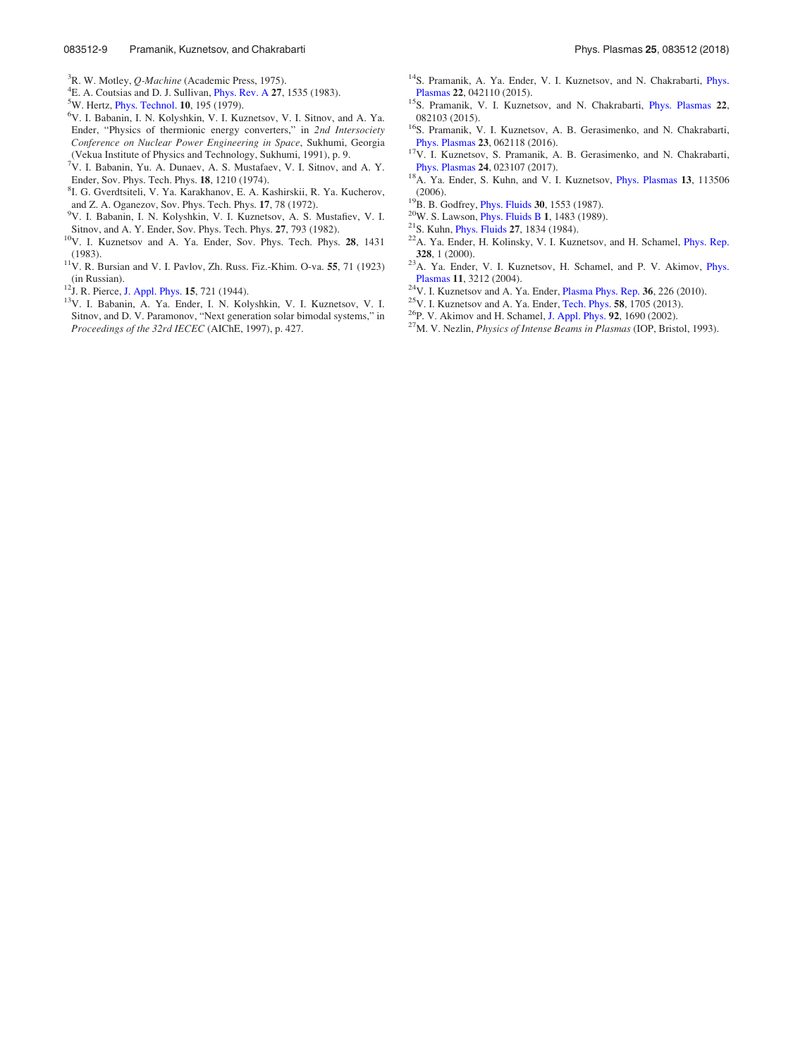[3]R. W. Motley, *Q-Machine* (Academic Press, 1975).

[4]E. A. Coutsias and D. J. Sullivan, Phys. Rev. A **27**, 1535 (1983).

[5]W. Hertz, Phys. Technol. **10**, 195 (1979).

[6]V. I. Babanin, I. N. Kolyshkin, V. I. Kuznetsov, V. I. Sitnov, and A. Ya. Ender, "Physics of thermionic energy converters," in *2nd Intersociety Conference on Nuclear Power Engineering in Space*, Sukhumi, Georgia (Vekua Institute of Physics and Technology, Sukhumi, 1991), p. 9.

[7]V. I. Babanin, Yu. A. Dunaev, A. S. Mustafaev, V. I. Sitnov, and A. Y. Ender, Sov. Phys. Tech. Phys. **18**, 1210 (1974).

[8]I. G. Gverdtsiteli, V. Ya. Karakhanov, E. A. Kashirskii, R. Ya. Kucherov, and Z. A. Oganezov, Sov. Phys. Tech. Phys. **17**, 78 (1972).

[9]V. I. Babanin, I. N. Kolyshkin, V. I. Kuznetsov, A. S. Mustafiev, V. I. Sitnov, and A. Y. Ender, Sov. Phys. Tech. Phys. **27**, 793 (1982).

[10]V. I. Kuznetsov and A. Ya. Ender, Sov. Phys. Tech. Phys. **28**, 1431 (1983).

[11]V. R. Bursian and V. I. Pavlov, Zh. Russ. Fiz.-Khim. O-va. **55**, 71 (1923) (in Russian).

[12]J. R. Pierce, J. Appl. Phys. **15**, 721 (1944).

[13]V. I. Babanin, A. Ya. Ender, I. N. Kolyshkin, V. I. Kuznetsov, V. I. Sitnov, and D. V. Paramonov, "Next generation solar bimodal systems," in *Proceedings of the 32rd IECEC* (AIChE, 1997), p. 427.

[14]S. Pramanik, A. Ya. Ender, V. I. Kuznetsov, and N. Chakrabarti, Phys. Plasmas **22**, 042110 (2015).

[15]S. Pramanik, V. I. Kuznetsov, and N. Chakrabarti, Phys. Plasmas **22**, 082103 (2015).

[16]S. Pramanik, V. I. Kuznetsov, A. B. Gerasimenko, and N. Chakrabarti, Phys. Plasmas **23**, 062118 (2016).

[17]V. I. Kuznetsov, S. Pramanik, A. B. Gerasimenko, and N. Chakrabarti, Phys. Plasmas **24**, 023107 (2017).

[18]A. Ya. Ender, S. Kuhn, and V. I. Kuznetsov, Phys. Plasmas **13**, 113506 (2006).

[19]B. B. Godfrey, Phys. Fluids **30**, 1553 (1987).

[20]W. S. Lawson, Phys. Fluids B **1**, 1483 (1989).

[21]S. Kuhn, Phys. Fluids **27**, 1834 (1984).

[22]A. Ya. Ender, H. Kolinsky, V. I. Kuznetsov, and H. Schamel, Phys. Rep. **328**, 1 (2000).

[23]A. Ya. Ender, V. I. Kuznetsov, H. Schamel, and P. V. Akimov, Phys. Plasmas **11**, 3212 (2004).

[24]V. I. Kuznetsov and A. Ya. Ender, Plasma Phys. Rep. **36**, 226 (2010).

[25]V. I. Kuznetsov and A. Ya. Ender, Tech. Phys. **58**, 1705 (2013).

[26]P. V. Akimov and H. Schamel, J. Appl. Phys. **92**, 1690 (2002).

[27]M. V. Nezlin, *Physics of Intense Beams in Plasmas* (IOP, Bristol, 1993).